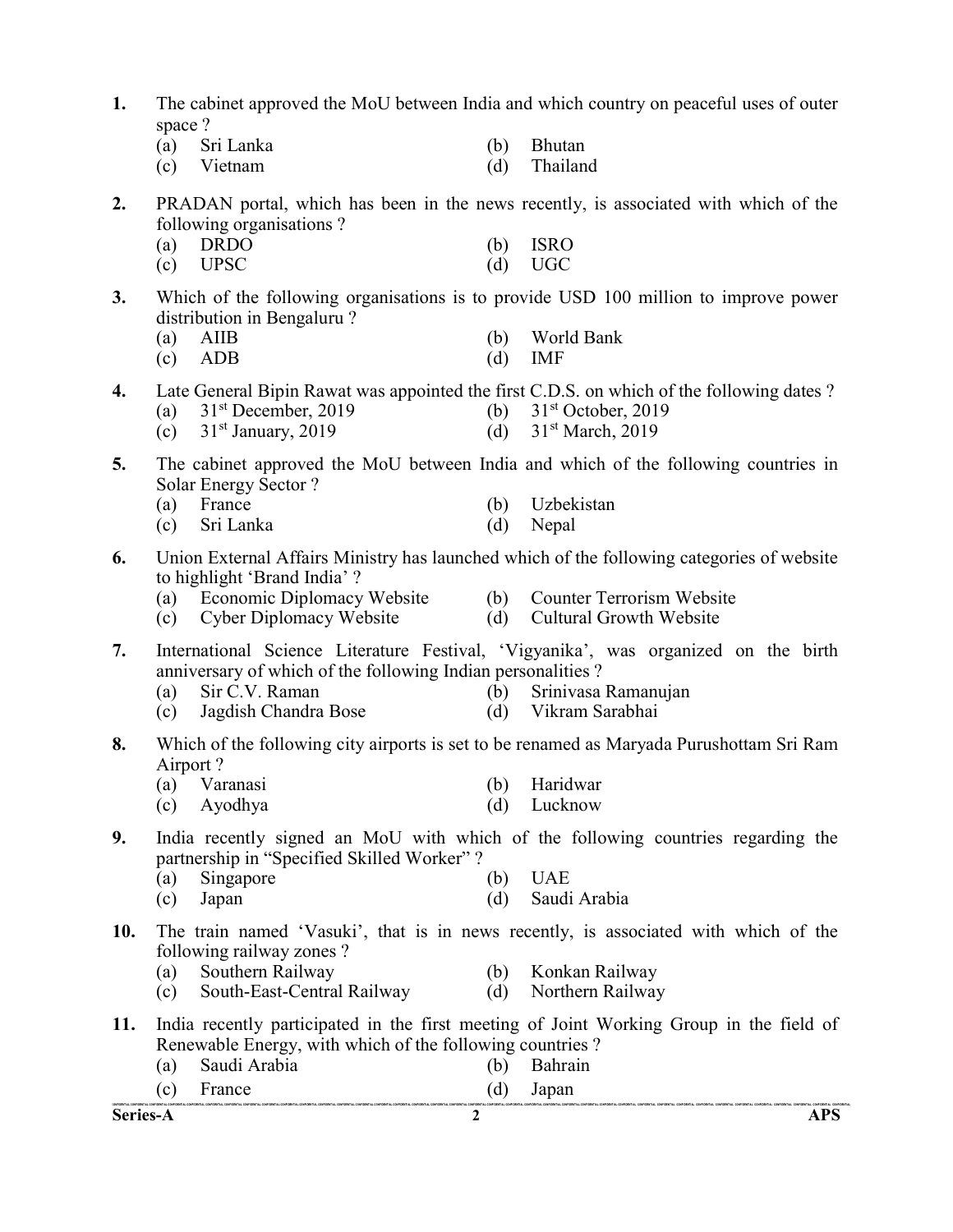1. The cabinet approved the MoU between India and which country on peaceful uses of outer space ?
   (a) Sri Lanka
   (b) Bhutan
   (c) Vietnam
   (d) Thailand

2. PRADAN portal, which has been in the news recently, is associated with which of the following organisations ?
   (a) DRDO
   (b) ISRO
   (c) UPSC
   (d) UGC

3. Which of the following organisations is to provide USD 100 million to improve power distribution in Bengaluru ?
   (a) AIIB
   (b) World Bank
   (c) ADB
   (d) IMF

4. Late General Bipin Rawat was appointed the first C.D.S. on which of the following dates ?
   (a) 31st December, 2019
   (b) 31st October, 2019
   (c) 31st January, 2019
   (d) 31st March, 2019

5. The cabinet approved the MoU between India and which of the following countries in Solar Energy Sector ?
   (a) France
   (b) Uzbekistan
   (c) Sri Lanka
   (d) Nepal

6. Union External Affairs Ministry has launched which of the following categories of website to highlight 'Brand India' ?
   (a) Economic Diplomacy Website
   (b) Counter Terrorism Website
   (c) Cyber Diplomacy Website
   (d) Cultural Growth Website

7. International Science Literature Festival, 'Vigyanika', was organized on the birth anniversary of which of the following Indian personalities ?
   (a) Sir C.V. Raman
   (b) Srinivasa Ramanujan
   (c) Jagdish Chandra Bose
   (d) Vikram Sarabhai

8. Which of the following city airports is set to be renamed as Maryada Purushottam Sri Ram Airport ?
   (a) Varanasi
   (b) Haridwar
   (c) Ayodhya
   (d) Lucknow

9. India recently signed an MoU with which of the following countries regarding the partnership in "Specified Skilled Worker" ?
   (a) Singapore
   (b) UAE
   (c) Japan
   (d) Saudi Arabia

10. The train named 'Vasuki', that is in news recently, is associated with which of the following railway zones ?
    (a) Southern Railway
    (b) Konkan Railway
    (c) South-East-Central Railway
    (d) Northern Railway

11. India recently participated in the first meeting of Joint Working Group in the field of Renewable Energy, with which of the following countries ?
    (a) Saudi Arabia
    (b) Bahrain
    (c) France
    (d) Japan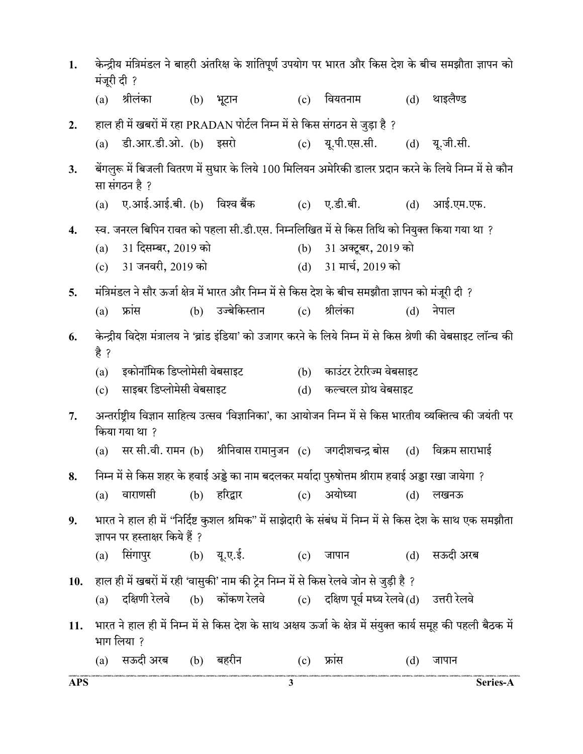1. केन्द्रीय मंत्रिमंडल ने बाहरी अंतरिक्ष के शांतिपूर्ण उपयोग पर भारत और किस देश के बीच समझौता ज्ञापन को मंजूरी दी ?
   (a) श्रीलंका (b) भूटान (c) वियतनाम (d) थाइलैण्ड

2. हाल ही में खबरों में रहा PRADAN पोर्टल निम्न में से किस संगठन से जुड़ा है ?
   (a) डी.आर.डी.ओ. (b) इसरो (c) यू.पी.एस.सी. (d) यू.जी.सी.

3. बेंगलुरू में बिजली वितरण में सुधार के लिये 100 मिलियन अमेरिकी डालर प्रदान करने के लिये निम्न में से कौन सा संगठन है ?
   (a) ए.आई.आई.बी. (b) विश्व बैंक (c) ए.डी.बी. (d) आई.एम.एफ.

4. स्व. जनरल बिपिन रावत को पहला सी.डी.एस. निम्नलिखित में से किस तिथि को नियुक्त किया गया था ?
   (a) 31 दिसम्बर, 2019 को (b) 31 अक्टूबर, 2019 को
   (c) 31 जनवरी, 2019 को (d) 31 मार्च, 2019 को

5. मंत्रिमंडल ने सौर ऊर्जा क्षेत्र में भारत और निम्न में से किस देश के बीच समझौता ज्ञापन को मंजूरी दी ?
   (a) फ्रांस (b) उज्बेकिस्तान (c) श्रीलंका (d) नेपाल

6. केन्द्रीय विदेश मंत्रालय ने 'ब्रांड इंडिया' को उजागर करने के लिये निम्न में से किस श्रेणी की वेबसाइट लॉन्च की है ?
   (a) इकोनॉमिक डिप्लोमेसी वेबसाइट (b) काउंटर टेररिज्म वेबसाइट
   (c) साइबर डिप्लोमेसी वेबसाइट (d) कल्चरल ग्रोथ वेबसाइट

7. अन्तर्राष्ट्रीय विज्ञान साहित्य उत्सव 'विज्ञानिका', का आयोजन निम्न में से किस भारतीय व्यक्तित्व की जयंती पर किया गया था ?
   (a) सर सी.वी. रामन (b) श्रीनिवास रामानुजन (c) जगदीशचन्द्र बोस (d) विक्रम साराभाई

8. निम्न में से किस शहर के हवाई अड्डे का नाम बदलकर मर्यादा पुरुषोत्तम श्रीराम हवाई अड्डा रखा जायेगा ?
   (a) वाराणसी (b) हरिद्वार (c) अयोध्या (d) लखनऊ

9. भारत ने हाल ही में "निर्दिष्ट कुशल श्रमिक" में साझेदारी के संबंध में निम्न में से किस देश के साथ एक समझौता ज्ञापन पर हस्ताक्षर किये हैं ?
   (a) सिंगापुर (b) यू.ए.ई. (c) जापान (d) सऊदी अरब

10. हाल ही में खबरों में रही 'वासुकी' नाम की ट्रेन निम्न में से किस रेलवे जोन से जुड़ी है ?
    (a) दक्षिणी रेलवे (b) कोंकण रेलवे (c) दक्षिण पूर्व मध्य रेलवे (d) उत्तरी रेलवे

11. भारत ने हाल ही में निम्न में से किस देश के साथ अक्षय ऊर्जा के क्षेत्र में संयुक्त कार्य समूह की पहली बैठक में भाग लिया ?
    (a) सऊदी अरब (b) बहरीन (c) फ्रांस (d) जापान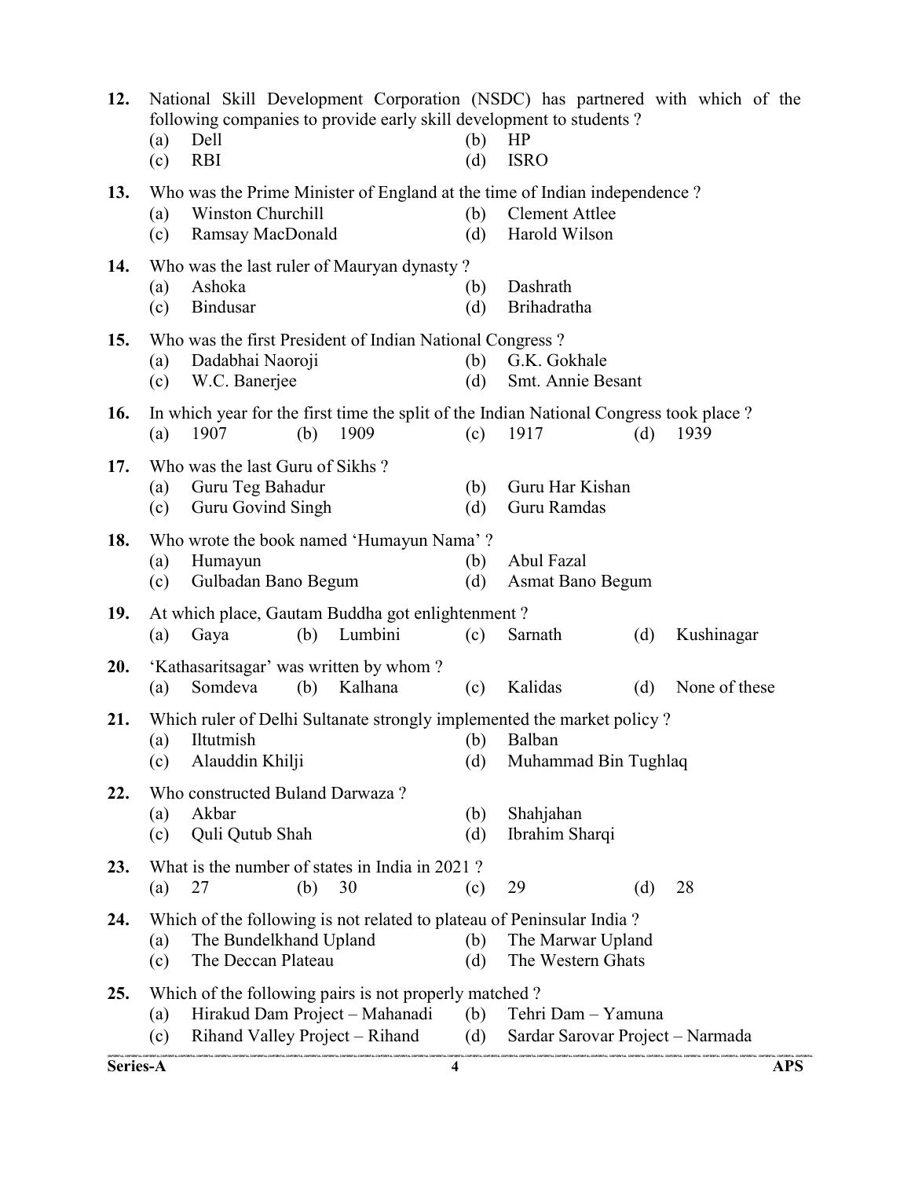12. National Skill Development Corporation (NSDC) has partnered with which of the following companies to provide early skill development to students ?
    (a) Dell
    (b) HP
    (c) RBI
    (d) ISRO

13. Who was the Prime Minister of England at the time of Indian independence ?
    (a) Winston Churchill
    (b) Clement Attlee
    (c) Ramsay MacDonald
    (d) Harold Wilson

14. Who was the last ruler of Mauryan dynasty ?
    (a) Ashoka
    (b) Dashrath
    (c) Bindusar
    (d) Brihadratha

15. Who was the first President of Indian National Congress ?
    (a) Dadabhai Naoroji
    (b) G.K. Gokhale
    (c) W.C. Banerjee
    (d) Smt. Annie Besant

16. In which year for the first time the split of the Indian National Congress took place ?
    (a) 1907
    (b) 1909
    (c) 1917
    (d) 1939

17. Who was the last Guru of Sikhs ?
    (a) Guru Teg Bahadur
    (b) Guru Har Kishan
    (c) Guru Govind Singh
    (d) Guru Ramdas

18. Who wrote the book named 'Humayun Nama' ?
    (a) Humayun
    (b) Abul Fazal
    (c) Gulbadan Bano Begum
    (d) Asmat Bano Begum

19. At which place, Gautam Buddha got enlightenment ?
    (a) Gaya
    (b) Lumbini
    (c) Sarnath
    (d) Kushinagar

20. 'Kathasaritsagar' was written by whom ?
    (a) Somdeva
    (b) Kalhana
    (c) Kalidas
    (d) None of these

21. Which ruler of Delhi Sultanate strongly implemented the market policy ?
    (a) Iltutmish
    (b) Balban
    (c) Alauddin Khilji
    (d) Muhammad Bin Tughlaq

22. Who constructed Buland Darwaza ?
    (a) Akbar
    (b) Shahjahan
    (c) Quli Qutub Shah
    (d) Ibrahim Sharqi

23. What is the number of states in India in 2021 ?
    (a) 27
    (b) 30
    (c) 29
    (d) 28

24. Which of the following is not related to plateau of Peninsular India ?
    (a) The Bundelkhand Upland
    (b) The Marwar Upland
    (c) The Deccan Plateau
    (d) The Western Ghats

25. Which of the following pairs is not properly matched ?
    (a) Hirakud Dam Project – Mahanadi
    (b) Tehri Dam – Yamuna
    (c) Rihand Valley Project – Rihand
    (d) Sardar Sarovar Project – Narmada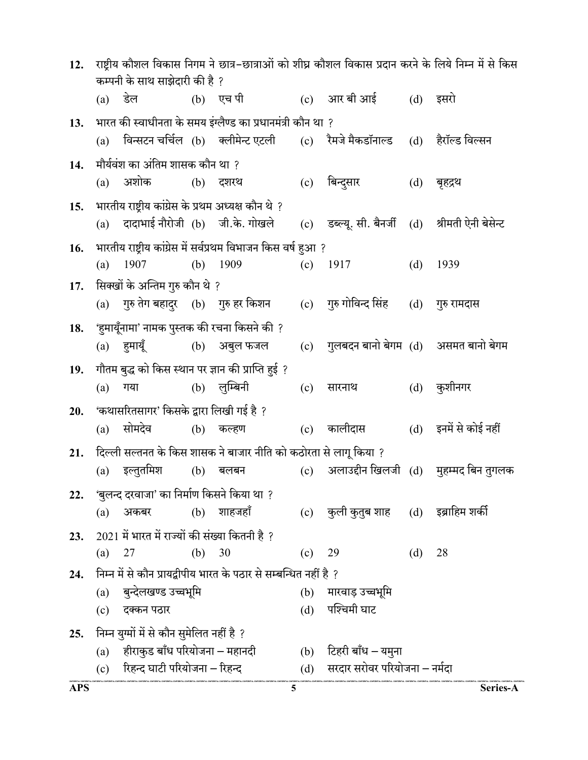12. राष्ट्रीय कौशल विकास निगम ने छात्र–छात्राओं को शीघ्र कौशल विकास प्रदान करने के लिये निम्न में से किस कम्पनी के साथ साझेदारी की है ?
    (a) डेल (b) एच पी (c) आर बी आई (d) इसरो

13. भारत की स्वाधीनता के समय इंग्लैण्ड का प्रधानमंत्री कौन था ?
    (a) विन्सटन चर्चिल (b) क्लीमेन्ट एटली (c) रैमजे मैकडॉनाल्ड (d) हैरॉल्ड विल्सन

14. मौर्यवंश का अंतिम शासक कौन था ?
    (a) अशोक (b) दशरथ (c) बिन्दुसार (d) बृहद्रथ

15. भारतीय राष्ट्रीय कांग्रेस के प्रथम अध्यक्ष कौन थे ?
    (a) दादाभाई नौरोजी (b) जी.के. गोखले (c) डब्ल्यू. सी. बैनर्जी (d) श्रीमती ऐनी बेसेन्ट

16. भारतीय राष्ट्रीय कांग्रेस में सर्वप्रथम विभाजन किस वर्ष हुआ ?
    (a) 1907 (b) 1909 (c) 1917 (d) 1939

17. सिक्खों के अन्तिम गुरु कौन थे ?
    (a) गुरु तेग बहादुर (b) गुरु हर किशन (c) गुरु गोविन्द सिंह (d) गुरु रामदास

18. 'हुमायूँनामा' नामक पुस्तक की रचना किसने की ?
    (a) हुमायूँ (b) अबुल फजल (c) गुलबदन बानो बेगम (d) असमत बानो बेगम

19. गौतम बुद्ध को किस स्थान पर ज्ञान की प्राप्ति हुई ?
    (a) गया (b) लुम्बिनी (c) सारनाथ (d) कुशीनगर

20. 'कथासरितसागर' किसके द्वारा लिखी गई है ?
    (a) सोमदेव (b) कल्हण (c) कालीदास (d) इनमें से कोई नहीं

21. दिल्ली सल्तनत के किस शासक ने बाजार नीति को कठोरता से लागू किया ?
    (a) इल्तुतमिश (b) बलबन (c) अलाउद्दीन खिलजी (d) मुहम्मद बिन तुगलक

22. 'बुलन्द दरवाजा' का निर्माण किसने किया था ?
    (a) अकबर (b) शाहजहाँ (c) कुली कुतुब शाह (d) इब्राहिम शर्की

23. 2021 में भारत में राज्यों की संख्या कितनी है ?
    (a) 27 (b) 30 (c) 29 (d) 28

24. निम्न में से कौन प्रायद्वीपीय भारत के पठार से सम्बन्धित नहीं है ?
    (a) बुन्देलखण्ड उच्चभूमि (b) मारवाड़ उच्चभूमि
    (c) दक्कन पठार (d) पश्चिमी घाट

25. निम्न युग्मों में से कौन सुमेलित नहीं है ?
    (a) हीराकुड बाँध परियोजना – महानदी (b) टिहरी बाँध – यमुना
    (c) रिहन्द घाटी परियोजना – रिहन्द (d) सरदार सरोवर परियोजना – नर्मदा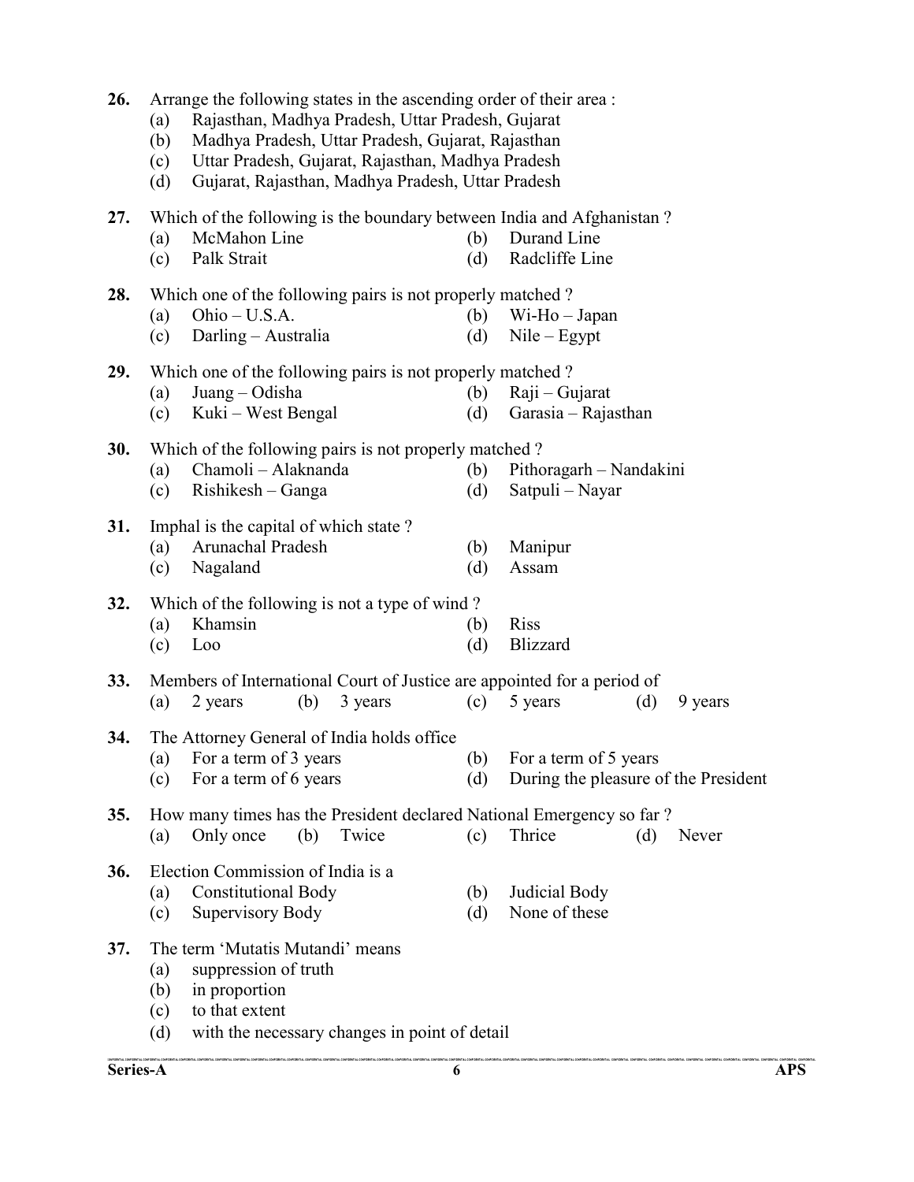26. Arrange the following states in the ascending order of their area :
    (a) Rajasthan, Madhya Pradesh, Uttar Pradesh, Gujarat
    (b) Madhya Pradesh, Uttar Pradesh, Gujarat, Rajasthan
    (c) Uttar Pradesh, Gujarat, Rajasthan, Madhya Pradesh
    (d) Gujarat, Rajasthan, Madhya Pradesh, Uttar Pradesh

27. Which of the following is the boundary between India and Afghanistan ?
    (a) McMahon Line
    (b) Durand Line
    (c) Palk Strait
    (d) Radcliffe Line

28. Which one of the following pairs is not properly matched ?
    (a) Ohio – U.S.A.
    (b) Wi-Ho – Japan
    (c) Darling – Australia
    (d) Nile – Egypt

29. Which one of the following pairs is not properly matched ?
    (a) Juang – Odisha
    (b) Raji – Gujarat
    (c) Kuki – West Bengal
    (d) Garasia – Rajasthan

30. Which of the following pairs is not properly matched ?
    (a) Chamoli – Alaknanda
    (b) Pithoragarh – Nandakini
    (c) Rishikesh – Ganga
    (d) Satpuli – Nayar

31. Imphal is the capital of which state ?
    (a) Arunachal Pradesh
    (b) Manipur
    (c) Nagaland
    (d) Assam

32. Which of the following is not a type of wind ?
    (a) Khamsin
    (b) Riss
    (c) Loo
    (d) Blizzard

33. Members of International Court of Justice are appointed for a period of
    (a) 2 years (b) 3 years (c) 5 years (d) 9 years

34. The Attorney General of India holds office
    (a) For a term of 3 years
    (b) For a term of 5 years
    (c) For a term of 6 years
    (d) During the pleasure of the President

35. How many times has the President declared National Emergency so far ?
    (a) Only once (b) Twice (c) Thrice (d) Never

36. Election Commission of India is a
    (a) Constitutional Body
    (b) Judicial Body
    (c) Supervisory Body
    (d) None of these

37. The term 'Mutatis Mutandi' means
    (a) suppression of truth
    (b) in proportion
    (c) to that extent
    (d) with the necessary changes in point of detail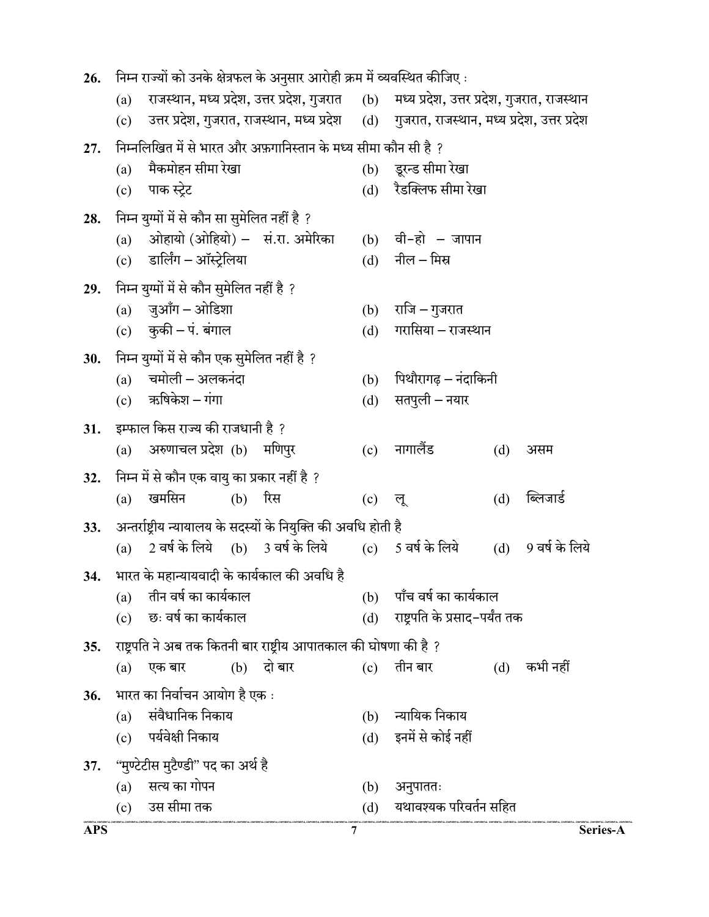26. निम्न राज्यों को उनके क्षेत्रफल के अनुसार आरोही क्रम में व्यवस्थित कीजिए :
    (a) राजस्थान, मध्य प्रदेश, उत्तर प्रदेश, गुजरात
    (b) मध्य प्रदेश, उत्तर प्रदेश, गुजरात, राजस्थान
    (c) उत्तर प्रदेश, गुजरात, राजस्थान, मध्य प्रदेश
    (d) गुजरात, राजस्थान, मध्य प्रदेश, उत्तर प्रदेश

27. निम्नलिखित में से भारत और अफ़गानिस्तान के मध्य सीमा कौन सी है ?
    (a) मैकमोहन सीमा रेखा
    (b) डूरन्ड सीमा रेखा
    (c) पाक स्ट्रेट
    (d) रैडक्लिफ सीमा रेखा

28. निम्न युग्मों में से कौन सा सुमेलित नहीं है ?
    (a) ओहायो (ओहियो) – सं.रा. अमेरिका
    (b) वी-हो – जापान
    (c) डार्लिंग – ऑस्ट्रेलिया
    (d) नील – मिस्र

29. निम्न युग्मों में से कौन सुमेलित नहीं है ?
    (a) जुआँग – ओडिशा
    (b) राजि – गुजरात
    (c) कुकी – पं. बंगाल
    (d) गरासिया – राजस्थान

30. निम्न युग्मों में से कौन एक सुमेलित नहीं है ?
    (a) चमोली – अलकनंदा
    (b) पिथौरागढ़ – नंदाकिनी
    (c) ऋषिकेश – गंगा
    (d) सतपुली – नयार

31. इम्फाल किस राज्य की राजधानी है ?
    (a) अरुणाचल प्रदेश
    (b) मणिपुर
    (c) नागालैंड
    (d) असम

32. निम्न में से कौन एक वायु का प्रकार नहीं है ?
    (a) खमसिन
    (b) रिस
    (c) लू
    (d) ब्लिजार्ड

33. अन्तर्राष्ट्रीय न्यायालय के सदस्यों के नियुक्ति की अवधि होती है
    (a) 2 वर्ष के लिये
    (b) 3 वर्ष के लिये
    (c) 5 वर्ष के लिये
    (d) 9 वर्ष के लिये

34. भारत के महान्यायवादी के कार्यकाल की अवधि है
    (a) तीन वर्ष का कार्यकाल
    (b) पाँच वर्ष का कार्यकाल
    (c) छः वर्ष का कार्यकाल
    (d) राष्ट्रपति के प्रसाद-पर्यंत तक

35. राष्ट्रपति ने अब तक कितनी बार राष्ट्रीय आपातकाल की घोषणा की है ?
    (a) एक बार
    (b) दो बार
    (c) तीन बार
    (d) कभी नहीं

36. भारत का निर्वाचन आयोग है एक :
    (a) संवैधानिक निकाय
    (b) न्यायिक निकाय
    (c) पर्यवेक्षी निकाय
    (d) इनमें से कोई नहीं

37. "मुण्टेटीस मुटैण्डी" पद का अर्थ है
    (a) सत्य का गोपन
    (b) अनुपाततः
    (c) उस सीमा तक
    (d) यथावश्यक परिवर्तन सहित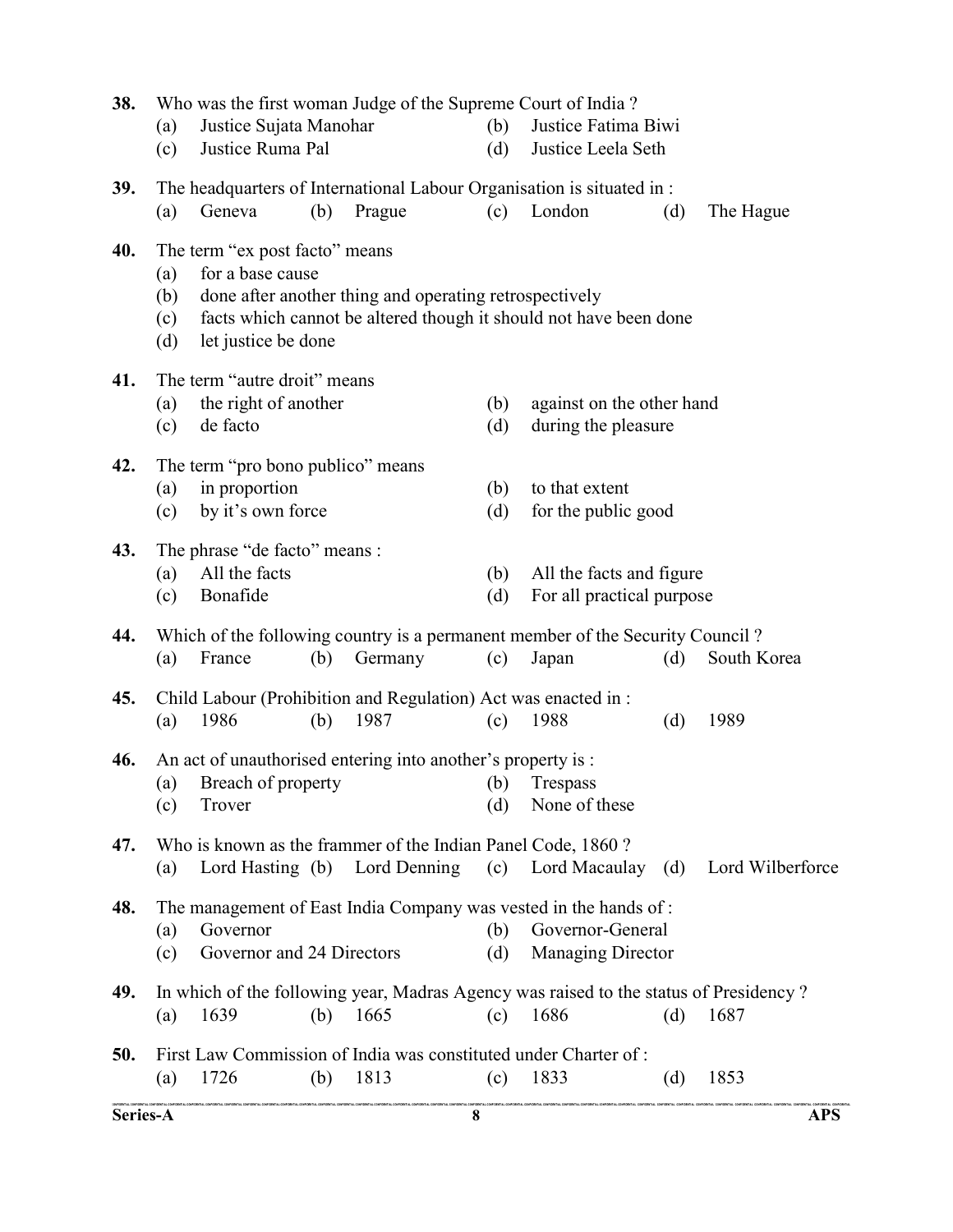**38.** Who was the first woman Judge of the Supreme Court of India ?

(a) Justice Sujata Manohar (b) Justice Fatima Biwi
(c) Justice Ruma Pal (d) Justice Leela Seth

**39.** The headquarters of International Labour Organisation is situated in :

(a) Geneva (b) Prague (c) London (d) The Hague

**40.** The term "ex post facto" means

(a) for a base cause
(b) done after another thing and operating retrospectively
(c) facts which cannot be altered though it should not have been done
(d) let justice be done

**41.** The term "autre droit" means

(a) the right of another (b) against on the other hand
(c) de facto (d) during the pleasure

**42.** The term "pro bono publico" means

(a) in proportion (b) to that extent
(c) by it's own force (d) for the public good

**43.** The phrase "de facto" means :

(a) All the facts (b) All the facts and figure
(c) Bonafide (d) For all practical purpose

**44.** Which of the following country is a permanent member of the Security Council ?

(a) France (b) Germany (c) Japan (d) South Korea

**45.** Child Labour (Prohibition and Regulation) Act was enacted in :

(a) 1986 (b) 1987 (c) 1988 (d) 1989

**46.** An act of unauthorised entering into another's property is :

(a) Breach of property (b) Trespass
(c) Trover (d) None of these

**47.** Who is known as the frammer of the Indian Panel Code, 1860 ?

(a) Lord Hasting (b) Lord Denning (c) Lord Macaulay (d) Lord Wilberforce

**48.** The management of East India Company was vested in the hands of :

(a) Governor (b) Governor-General
(c) Governor and 24 Directors (d) Managing Director

**49.** In which of the following year, Madras Agency was raised to the status of Presidency ?

(a) 1639 (b) 1665 (c) 1686 (d) 1687

**50.** First Law Commission of India was constituted under Charter of :

(a) 1726 (b) 1813 (c) 1833 (d) 1853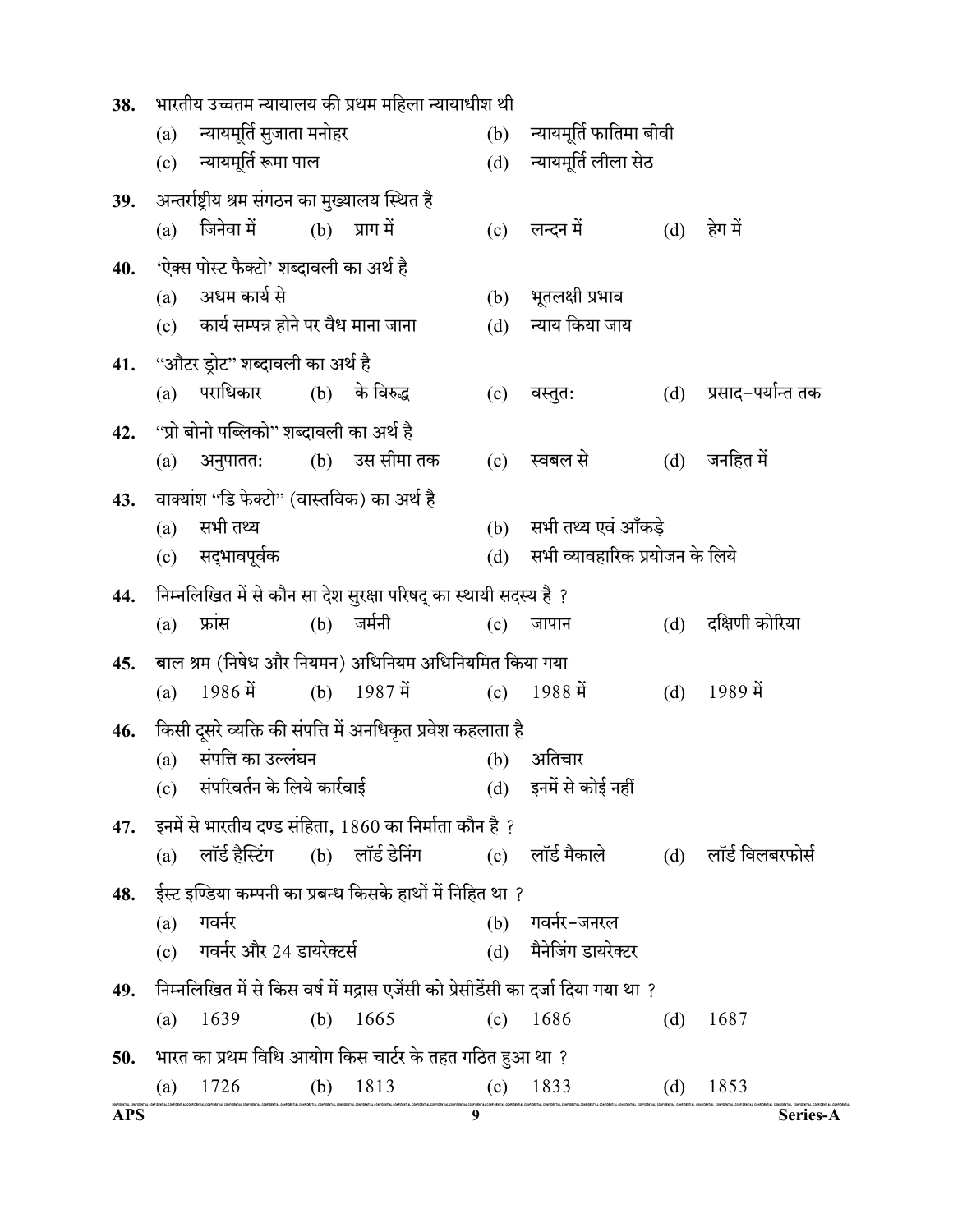**38.** भारतीय उच्चतम न्यायालय की प्रथम महिला न्यायाधीश थी

(a) न्यायमूर्ति सुजाता मनोहर
(b) न्यायमूर्ति फातिमा बीवी
(c) न्यायमूर्ति रूमा पाल
(d) न्यायमूर्ति लीला सेठ

**39.** अन्तर्राष्ट्रीय श्रम संगठन का मुख्यालय स्थित है

(a) जिनेवा में
(b) प्राग में
(c) लन्दन में
(d) हेग में

**40.** 'ऐक्स पोस्ट फैक्टो' शब्दावली का अर्थ है

(a) अधम कार्य से
(b) भूतलक्षी प्रभाव
(c) कार्य सम्पन्न होने पर वैध माना जाना
(d) न्याय किया जाय

**41.** "औटर ड्रोट" शब्दावली का अर्थ है

(a) पराधिकार
(b) के विरुद्ध
(c) वस्तुत:
(d) प्रसाद-पर्यन्त तक

**42.** "प्रो बोनो पब्लिको" शब्दावली का अर्थ है

(a) अनुपातत:
(b) उस सीमा तक
(c) स्वबल से
(d) जनहित में

**43.** वाक्यांश "डि फेक्टो" (वास्तविक) का अर्थ है

(a) सभी तथ्य
(b) सभी तथ्य एवं आँकड़े
(c) सद्भावपूर्वक
(d) सभी व्यावहारिक प्रयोजन के लिये

**44.** निम्नलिखित में से कौन सा देश सुरक्षा परिषद् का स्थायी सदस्य है ?

(a) फ्रांस
(b) जर्मनी
(c) जापान
(d) दक्षिणी कोरिया

**45.** बाल श्रम (निषेध और नियमन) अधिनियम अधिनियमित किया गया

(a) 1986 में
(b) 1987 में
(c) 1988 में
(d) 1989 में

**46.** किसी दूसरे व्यक्ति की संपत्ति में अनधिकृत प्रवेश कहलाता है

(a) संपत्ति का उल्लंघन
(b) अतिचार
(c) संपरिवर्तन के लिये कार्रवाई
(d) इनमें से कोई नहीं

**47.** इनमें से भारतीय दण्ड संहिता, 1860 का निर्माता कौन है ?

(a) लॉर्ड हैस्टिंग
(b) लॉर्ड डेनिंग
(c) लॉर्ड मैकाले
(d) लॉर्ड विलबरफोर्स

**48.** ईस्ट इण्डिया कम्पनी का प्रबन्ध किसके हाथों में निहित था ?

(a) गवर्नर
(b) गवर्नर-जनरल
(c) गवर्नर और 24 डायरेक्टर्स
(d) मैनेजिंग डायरेक्टर

**49.** निम्नलिखित में से किस वर्ष में मद्रास एजेंसी को प्रेसीडेंसी का दर्जा दिया गया था ?

(a) 1639
(b) 1665
(c) 1686
(d) 1687

**50.** भारत का प्रथम विधि आयोग किस चार्टर के तहत गठित हुआ था ?

(a) 1726
(b) 1813
(c) 1833
(d) 1853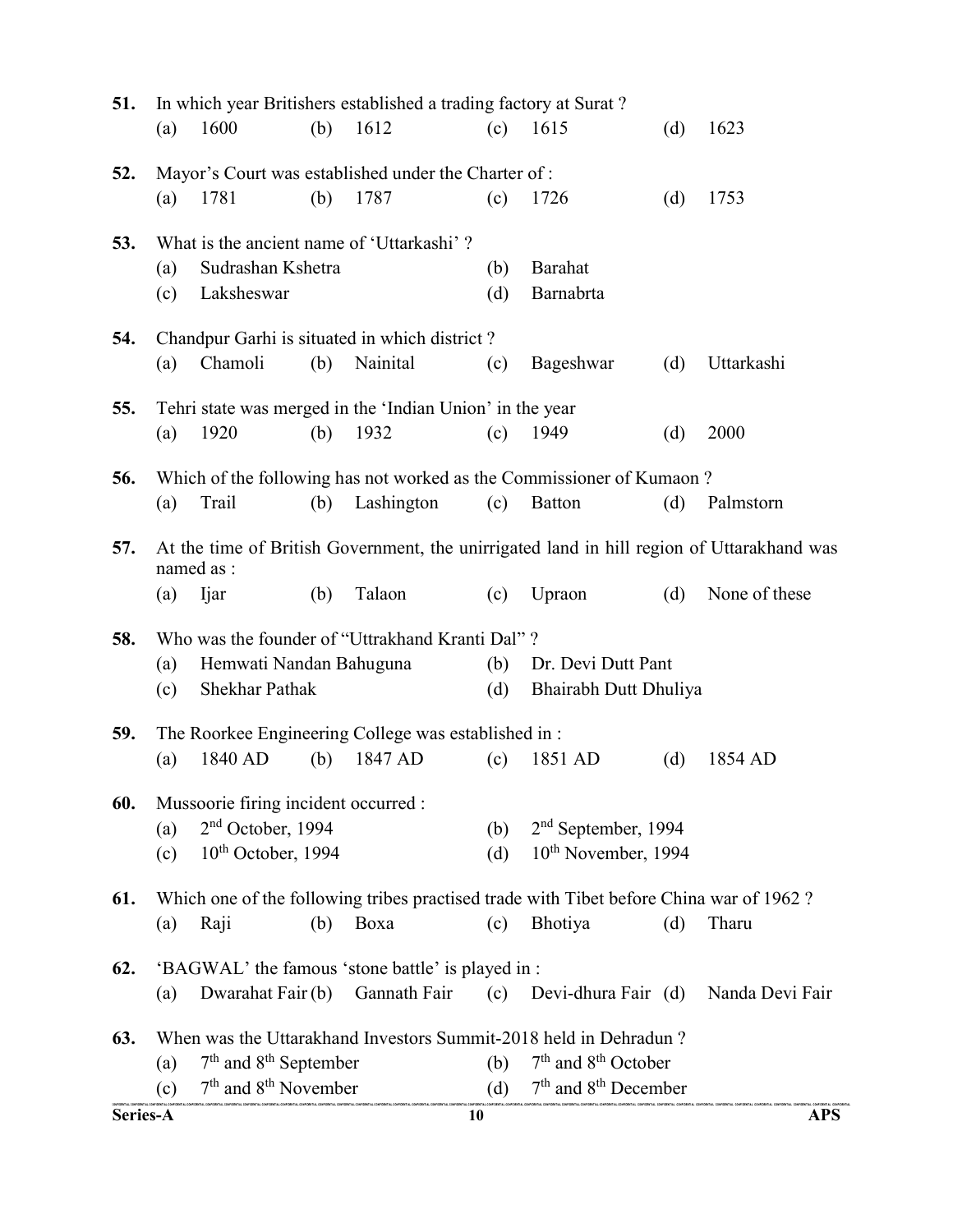**51.** In which year Britishers established a trading factory at Surat ?

(a) 1600 (b) 1612 (c) 1615 (d) 1623

**52.** Mayor's Court was established under the Charter of :

(a) 1781 (b) 1787 (c) 1726 (d) 1753

**53.** What is the ancient name of 'Uttarkashi' ?

(a) Sudrashan Kshetra (b) Barahat
(c) Laksheswar (d) Barnabrta

**54.** Chandpur Garhi is situated in which district ?

(a) Chamoli (b) Nainital (c) Bageshwar (d) Uttarkashi

**55.** Tehri state was merged in the 'Indian Union' in the year

(a) 1920 (b) 1932 (c) 1949 (d) 2000

**56.** Which of the following has not worked as the Commissioner of Kumaon ?

(a) Trail (b) Lashington (c) Batton (d) Palmstorn

**57.** At the time of British Government, the unirrigated land in hill region of Uttarakhand was named as :

(a) Ijar (b) Talaon (c) Upraon (d) None of these

**58.** Who was the founder of "Uttrakhand Kranti Dal" ?

(a) Hemwati Nandan Bahuguna (b) Dr. Devi Dutt Pant
(c) Shekhar Pathak (d) Bhairabh Dutt Dhuliya

**59.** The Roorkee Engineering College was established in :

(a) 1840 AD (b) 1847 AD (c) 1851 AD (d) 1854 AD

**60.** Mussoorie firing incident occurred :

(a) 2nd October, 1994 (b) 2nd September, 1994
(c) 10th October, 1994 (d) 10th November, 1994

**61.** Which one of the following tribes practised trade with Tibet before China war of 1962 ?

(a) Raji (b) Boxa (c) Bhotiya (d) Tharu

**62.** 'BAGWAL' the famous 'stone battle' is played in :

(a) Dwarahat Fair (b) Gannath Fair (c) Devi-dhura Fair (d) Nanda Devi Fair

**63.** When was the Uttarakhand Investors Summit-2018 held in Dehradun ?

(a) 7th and 8th September (b) 7th and 8th October
(c) 7th and 8th November (d) 7th and 8th December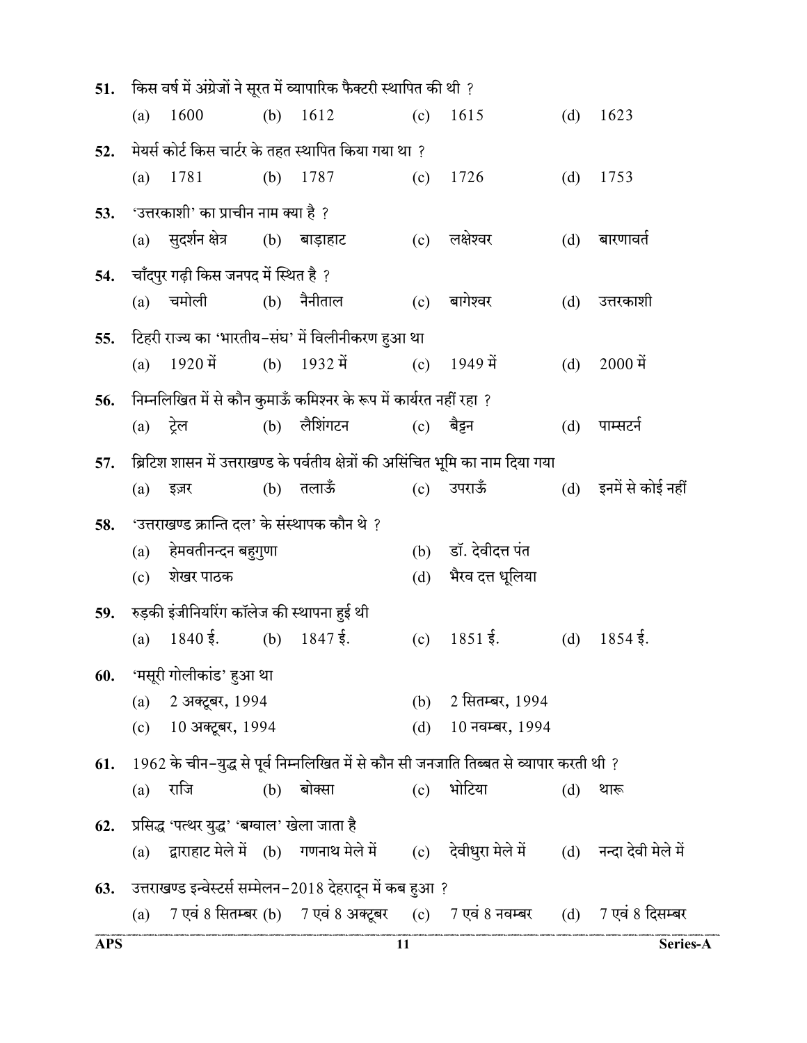**51.** किस वर्ष में अंग्रेजों ने सूरत में व्यापारिक फैक्टरी स्थापित की थी ?

(a) 1600 (b) 1612 (c) 1615 (d) 1623

**52.** मेयर्स कोर्ट किस चार्टर के तहत स्थापित किया गया था ?

(a) 1781 (b) 1787 (c) 1726 (d) 1753

**53.** 'उत्तरकाशी' का प्राचीन नाम क्या है ?

(a) सुदर्शन क्षेत्र (b) बाड़ाहाट (c) लक्षेश्वर (d) बारणावर्त

**54.** चाँदपुर गढ़ी किस जनपद में स्थित है ?

(a) चमोली (b) नैनीताल (c) बागेश्वर (d) उत्तरकाशी

**55.** टिहरी राज्य का 'भारतीय-संघ' में विलीनीकरण हुआ था

(a) 1920 में (b) 1932 में (c) 1949 में (d) 2000 में

**56.** निम्नलिखित में से कौन कुमाऊँ कमिश्नर के रूप में कार्यरत नहीं रहा ?

(a) ट्रेल (b) लैशिंगटन (c) बैट्टन (d) पाम्सटर्न

**57.** ब्रिटिश शासन में उत्तराखण्ड के पर्वतीय क्षेत्रों की असिंचित भूमि का नाम दिया गया

(a) इज़र (b) तलाऊँ (c) उपराऊँ (d) इनमें से कोई नहीं

**58.** 'उत्तराखण्ड क्रान्ति दल' के संस्थापक कौन थे ?

(a) हेमवतीनन्दन बहुगुणा
(b) डॉ. देवीदत्त पंत
(c) शेखर पाठक
(d) भैरव दत्त धूलिया

**59.** रुड़की इंजीनियरिंग कॉलेज की स्थापना हुई थी

(a) 1840 ई. (b) 1847 ई. (c) 1851 ई. (d) 1854 ई.

**60.** 'मसूरी गोलीकांड' हुआ था

(a) 2 अक्टूबर, 1994
(b) 2 सितम्बर, 1994
(c) 10 अक्टूबर, 1994
(d) 10 नवम्बर, 1994

**61.** 1962 के चीन-युद्ध से पूर्व निम्नलिखित में से कौन सी जनजाति तिब्बत से व्यापार करती थी ?

(a) राजि (b) बोक्सा (c) भोटिया (d) थारू

**62.** प्रसिद्ध 'पत्थर युद्ध' 'बग्वाल' खेला जाता है

(a) द्वाराहाट मेले में (b) गणनाथ मेले में (c) देवीधुरा मेले में (d) नन्दा देवी मेले में

**63.** उत्तराखण्ड इन्वेस्टर्स सम्मेलन-2018 देहरादून में कब हुआ ?

(a) 7 एवं 8 सितम्बर (b) 7 एवं 8 अक्टूबर (c) 7 एवं 8 नवम्बर (d) 7 एवं 8 दिसम्बर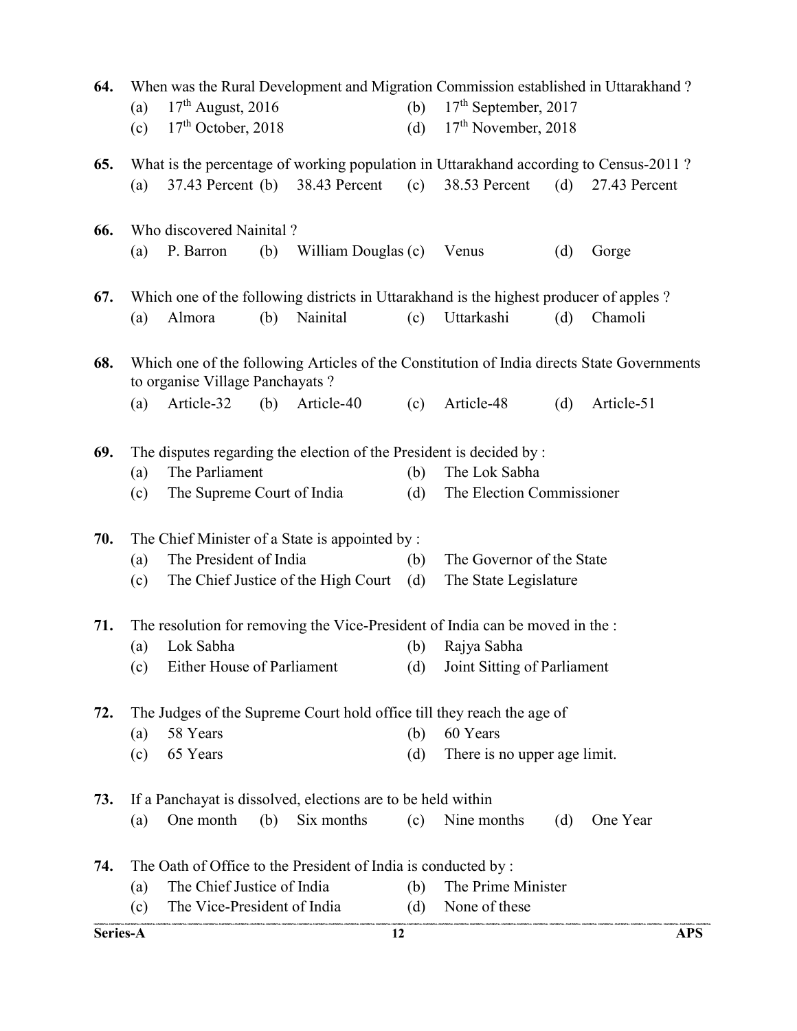**64.** When was the Rural Development and Migration Commission established in Uttarakhand ?

(a) 17th August, 2016 (b) 17th September, 2017

(c) 17th October, 2018 (d) 17th November, 2018

**65.** What is the percentage of working population in Uttarakhand according to Census-2011 ?

(a) 37.43 Percent (b) 38.43 Percent (c) 38.53 Percent (d) 27.43 Percent

**66.** Who discovered Nainital ?

(a) P. Barron (b) William Douglas (c) Venus (d) Gorge

**67.** Which one of the following districts in Uttarakhand is the highest producer of apples ?

(a) Almora (b) Nainital (c) Uttarkashi (d) Chamoli

**68.** Which one of the following Articles of the Constitution of India directs State Governments to organise Village Panchayats ?

(a) Article-32 (b) Article-40 (c) Article-48 (d) Article-51

**69.** The disputes regarding the election of the President is decided by :

(a) The Parliament (b) The Lok Sabha

(c) The Supreme Court of India (d) The Election Commissioner

**70.** The Chief Minister of a State is appointed by :

(a) The President of India (b) The Governor of the State

(c) The Chief Justice of the High Court (d) The State Legislature

**71.** The resolution for removing the Vice-President of India can be moved in the :

(a) Lok Sabha (b) Rajya Sabha

(c) Either House of Parliament (d) Joint Sitting of Parliament

**72.** The Judges of the Supreme Court hold office till they reach the age of

(a) 58 Years (b) 60 Years

(c) 65 Years (d) There is no upper age limit.

**73.** If a Panchayat is dissolved, elections are to be held within

(a) One month (b) Six months (c) Nine months (d) One Year

**74.** The Oath of Office to the President of India is conducted by :

(a) The Chief Justice of India (b) The Prime Minister

(c) The Vice-President of India (d) None of these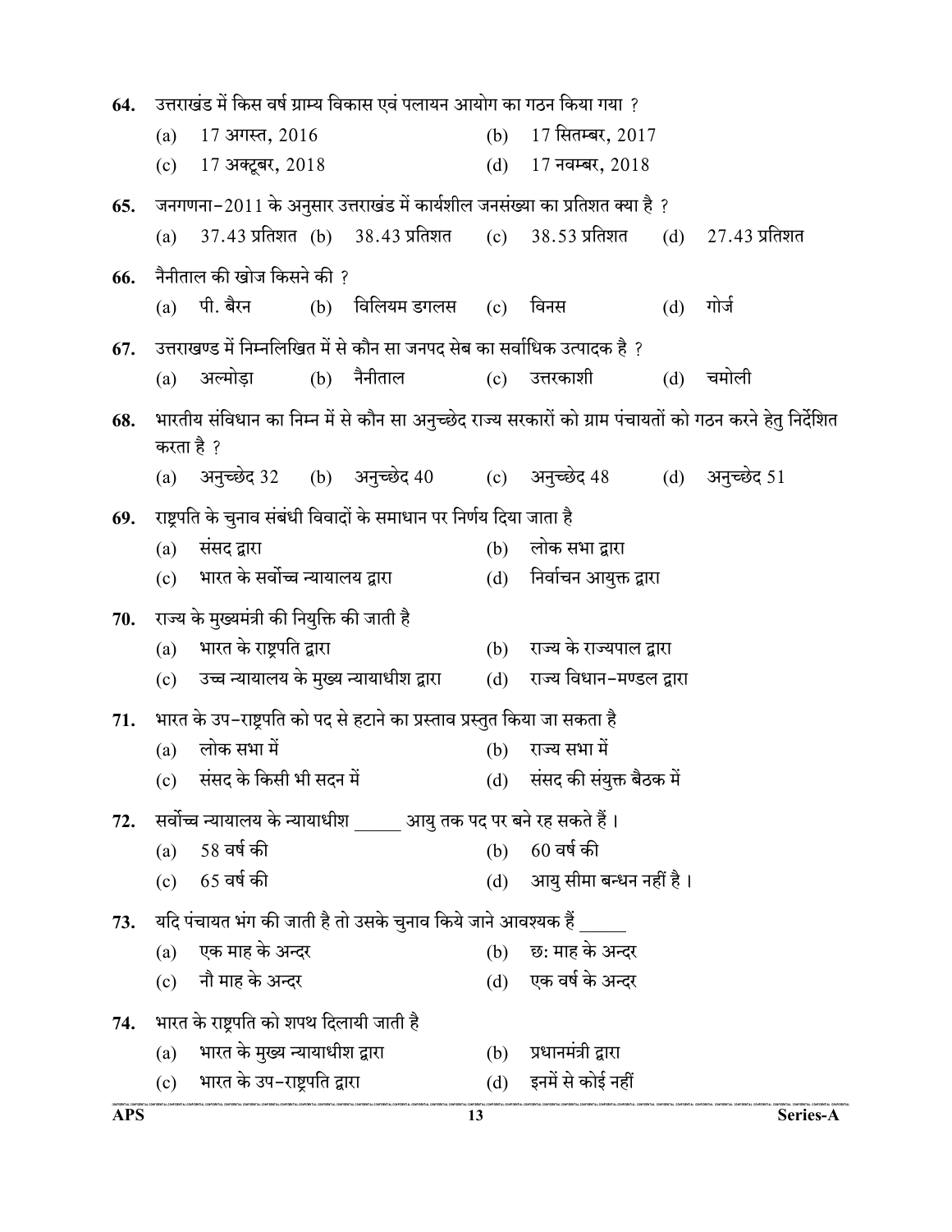64. उत्तराखंड में किस वर्ष ग्राम्य विकास एवं पलायन आयोग का गठन किया गया ?

(a) 17 अगस्त, 2016 (b) 17 सितम्बर, 2017

(c) 17 अक्टूबर, 2018 (d) 17 नवम्बर, 2018

65. जनगणना-2011 के अनुसार उत्तराखंड में कार्यशील जनसंख्या का प्रतिशत क्या है ?

(a) 37.43 प्रतिशत (b) 38.43 प्रतिशत (c) 38.53 प्रतिशत (d) 27.43 प्रतिशत

66. नैनीताल की खोज किसने की ?

(a) पी. बैरन (b) विलियम डगलस (c) विनस (d) गोर्ज

67. उत्तराखण्ड में निम्नलिखित में से कौन सा जनपद सेब का सर्वाधिक उत्पादक है ?

(a) अल्मोड़ा (b) नैनीताल (c) उत्तरकाशी (d) चमोली

68. भारतीय संविधान का निम्न में से कौन सा अनुच्छेद राज्य सरकारों को ग्राम पंचायतों को गठन करने हेतु निर्देशित करता है ?

(a) अनुच्छेद 32 (b) अनुच्छेद 40 (c) अनुच्छेद 48 (d) अनुच्छेद 51

69. राष्ट्रपति के चुनाव संबंधी विवादों के समाधान पर निर्णय दिया जाता है

(a) संसद द्वारा (b) लोक सभा द्वारा

(c) भारत के सर्वोच्च न्यायालय द्वारा (d) निर्वाचन आयुक्त द्वारा

70. राज्य के मुख्यमंत्री की नियुक्ति की जाती है

(a) भारत के राष्ट्रपति द्वारा (b) राज्य के राज्यपाल द्वारा

(c) उच्च न्यायालय के मुख्य न्यायाधीश द्वारा (d) राज्य विधान-मण्डल द्वारा

71. भारत के उप-राष्ट्रपति को पद से हटाने का प्रस्ताव प्रस्तुत किया जा सकता है

(a) लोक सभा में (b) राज्य सभा में

(c) संसद के किसी भी सदन में (d) संसद की संयुक्त बैठक में

72. सर्वोच्च न्यायालय के न्यायाधीश _____ आयु तक पद पर बने रह सकते हैं ।

(a) 58 वर्ष की (b) 60 वर्ष की

(c) 65 वर्ष की (d) आयु सीमा बन्धन नहीं है ।

73. यदि पंचायत भंग की जाती है तो उसके चुनाव किये जाने आवश्यक हैं _____

(a) एक माह के अन्दर (b) छ: माह के अन्दर

(c) नौ माह के अन्दर (d) एक वर्ष के अन्दर

74. भारत के राष्ट्रपति को शपथ दिलायी जाती है

(a) भारत के मुख्य न्यायाधीश द्वारा (b) प्रधानमंत्री द्वारा

(c) भारत के उप-राष्ट्रपति द्वारा (d) इनमें से कोई नहीं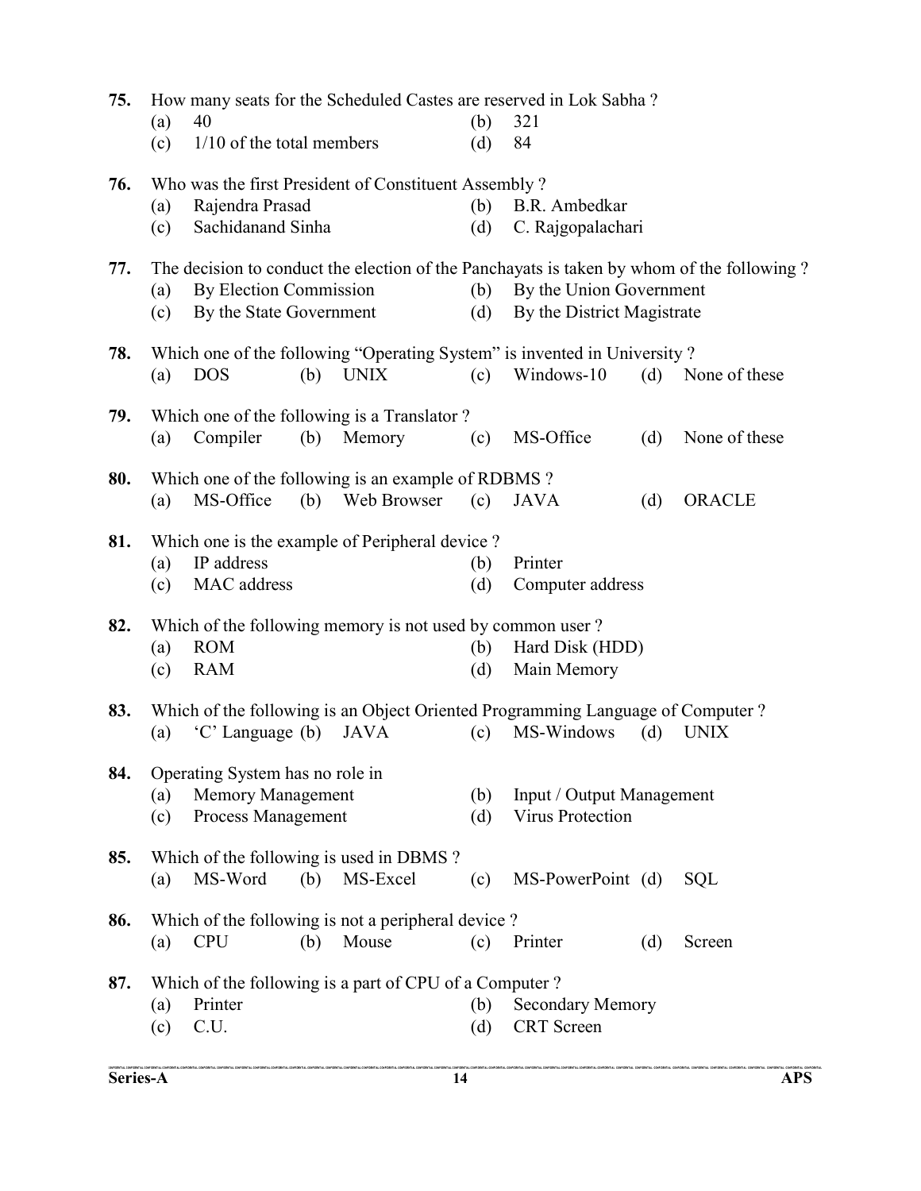**75.** How many seats for the Scheduled Castes are reserved in Lok Sabha ?

(a) 40 (b) 321

(c) 1/10 of the total members (d) 84

**76.** Who was the first President of Constituent Assembly ?

(a) Rajendra Prasad (b) B.R. Ambedkar

(c) Sachidanand Sinha (d) C. Rajgopalachari

**77.** The decision to conduct the election of the Panchayats is taken by whom of the following ?

(a) By Election Commission (b) By the Union Government

(c) By the State Government (d) By the District Magistrate

**78.** Which one of the following "Operating System" is invented in University ?

(a) DOS (b) UNIX (c) Windows-10 (d) None of these

**79.** Which one of the following is a Translator ?

(a) Compiler (b) Memory (c) MS-Office (d) None of these

**80.** Which one of the following is an example of RDBMS ?

(a) MS-Office (b) Web Browser (c) JAVA (d) ORACLE

**81.** Which one is the example of Peripheral device ?

(a) IP address (b) Printer

(c) MAC address (d) Computer address

**82.** Which of the following memory is not used by common user ?

(a) ROM (b) Hard Disk (HDD)

(c) RAM (d) Main Memory

**83.** Which of the following is an Object Oriented Programming Language of Computer ?

(a) 'C' Language (b) JAVA (c) MS-Windows (d) UNIX

**84.** Operating System has no role in

(a) Memory Management (b) Input / Output Management

(c) Process Management (d) Virus Protection

**85.** Which of the following is used in DBMS ?

(a) MS-Word (b) MS-Excel (c) MS-PowerPoint (d) SQL

**86.** Which of the following is not a peripheral device ?

(a) CPU (b) Mouse (c) Printer (d) Screen

**87.** Which of the following is a part of CPU of a Computer ?

(a) Printer (b) Secondary Memory

(c) C.U. (d) CRT Screen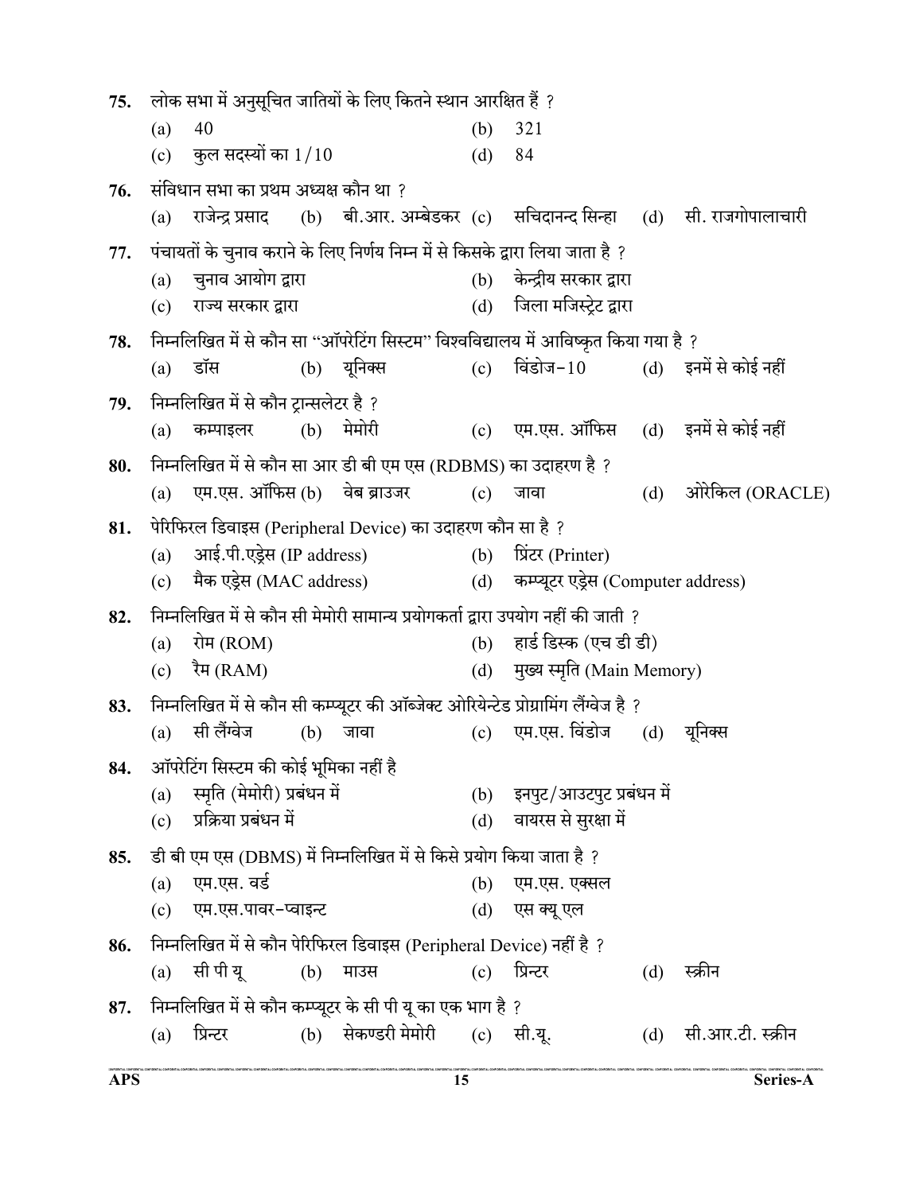**75.** लोक सभा में अनुसूचित जातियों के लिए कितने स्थान आरक्षित हैं ?

(a) 40
(b) 321
(c) कुल सदस्यों का 1/10
(d) 84

**76.** संविधान सभा का प्रथम अध्यक्ष कौन था ?

(a) राजेन्द्र प्रसाद
(b) बी.आर. अम्बेडकर
(c) सचिदानन्द सिन्हा
(d) सी. राजगोपालाचारी

**77.** पंचायतों के चुनाव कराने के लिए निर्णय निम्न में से किसके द्वारा लिया जाता है ?

(a) चुनाव आयोग द्वारा
(b) केन्द्रीय सरकार द्वारा
(c) राज्य सरकार द्वारा
(d) जिला मजिस्ट्रेट द्वारा

**78.** निम्नलिखित में से कौन सा "ऑपरेटिंग सिस्टम" विश्वविद्यालय में आविष्कृत किया गया है ?

(a) डॉस
(b) यूनिक्स
(c) विंडोज-10
(d) इनमें से कोई नहीं

**79.** निम्नलिखित में से कौन ट्रान्सलेटर है ?

(a) कम्पाइलर
(b) मेमोरी
(c) एम.एस. ऑफिस
(d) इनमें से कोई नहीं

**80.** निम्नलिखित में से कौन सा आर डी बी एम एस (RDBMS) का उदाहरण है ?

(a) एम.एस. ऑफिस
(b) वेब ब्राउजर
(c) जावा
(d) ओरेकिल (ORACLE)

**81.** पेरिफिरल डिवाइस (Peripheral Device) का उदाहरण कौन सा है ?

(a) आई.पी.एड्रेस (IP address)
(b) प्रिंटर (Printer)
(c) मैक एड्रेस (MAC address)
(d) कम्प्यूटर एड्रेस (Computer address)

**82.** निम्नलिखित में से कौन सी मेमोरी सामान्य प्रयोगकर्ता द्वारा उपयोग नहीं की जाती ?

(a) रोम (ROM)
(b) हार्ड डिस्क (एच डी डी)
(c) रैम (RAM)
(d) मुख्य स्मृति (Main Memory)

**83.** निम्नलिखित में से कौन सी कम्प्यूटर की ऑब्जेक्ट ओरियेन्टेड प्रोग्रामिंग लैंग्वेज है ?

(a) सी लैंग्वेज
(b) जावा
(c) एम.एस. विंडोज
(d) यूनिक्स

**84.** ऑपरेटिंग सिस्टम की कोई भूमिका नहीं है

(a) स्मृति (मेमोरी) प्रबंधन में
(b) इनपुट/आउटपुट प्रबंधन में
(c) प्रक्रिया प्रबंधन में
(d) वायरस से सुरक्षा में

**85.** डी बी एम एस (DBMS) में निम्नलिखित में से किसे प्रयोग किया जाता है ?

(a) एम.एस. वर्ड
(b) एम.एस. एक्सल
(c) एम.एस.पावर-प्वाइन्ट
(d) एस क्यू एल

**86.** निम्नलिखित में से कौन पेरिफिरल डिवाइस (Peripheral Device) नहीं है ?

(a) सी पी यू
(b) माउस
(c) प्रिन्टर
(d) स्क्रीन

**87.** निम्नलिखित में से कौन कम्प्यूटर के सी पी यू का एक भाग है ?

(a) प्रिन्टर
(b) सेकण्डरी मेमोरी
(c) सी.यू.
(d) सी.आर.टी. स्क्रीन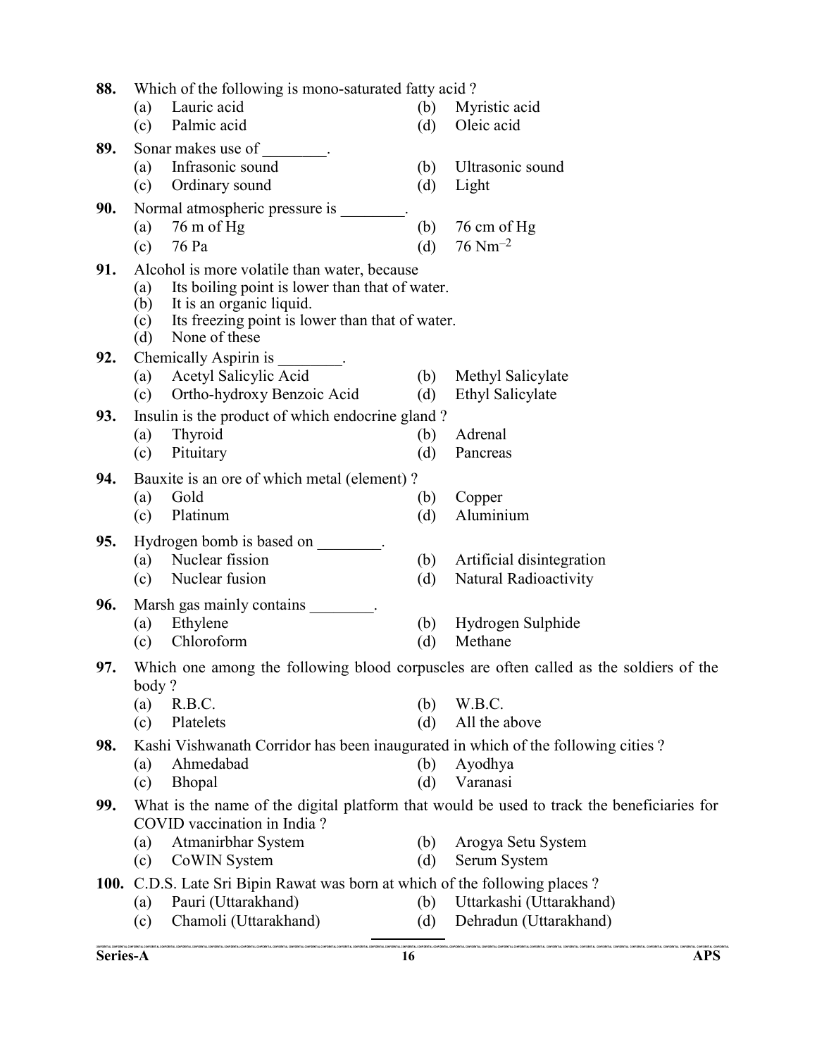**88.** Which of the following is mono-saturated fatty acid ?

(a) Lauric acid
(b) Myristic acid
(c) Palmic acid
(d) Oleic acid

**89.** Sonar makes use of ________.

(a) Infrasonic sound
(b) Ultrasonic sound
(c) Ordinary sound
(d) Light

**90.** Normal atmospheric pressure is ________.

(a) 76 m of Hg
(b) 76 cm of Hg
(c) 76 Pa
(d) 76 $Nm^{-2}$

**91.** Alcohol is more volatile than water, because

(a) Its boiling point is lower than that of water.
(b) It is an organic liquid.
(c) Its freezing point is lower than that of water.
(d) None of these

**92.** Chemically Aspirin is ________.

(a) Acetyl Salicylic Acid
(b) Methyl Salicylate
(c) Ortho-hydroxy Benzoic Acid
(d) Ethyl Salicylate

**93.** Insulin is the product of which endocrine gland ?

(a) Thyroid
(b) Adrenal
(c) Pituitary
(d) Pancreas

**94.** Bauxite is an ore of which metal (element) ?

(a) Gold
(b) Copper
(c) Platinum
(d) Aluminium

**95.** Hydrogen bomb is based on ________.

(a) Nuclear fission
(b) Artificial disintegration
(c) Nuclear fusion
(d) Natural Radioactivity

**96.** Marsh gas mainly contains ________.

(a) Ethylene
(b) Hydrogen Sulphide
(c) Chloroform
(d) Methane

**97.** Which one among the following blood corpuscles are often called as the soldiers of the body ?

(a) R.B.C.
(b) W.B.C.
(c) Platelets
(d) All the above

**98.** Kashi Vishwanath Corridor has been inaugurated in which of the following cities ?

(a) Ahmedabad
(b) Ayodhya
(c) Bhopal
(d) Varanasi

**99.** What is the name of the digital platform that would be used to track the beneficiaries for COVID vaccination in India ?

(a) Atmanirbhar System
(b) Arogya Setu System
(c) CoWIN System
(d) Serum System

**100.** C.D.S. Late Sri Bipin Rawat was born at which of the following places ?

(a) Pauri (Uttarakhand)
(b) Uttarkashi (Uttarakhand)
(c) Chamoli (Uttarakhand)
(d) Dehradun (Uttarakhand)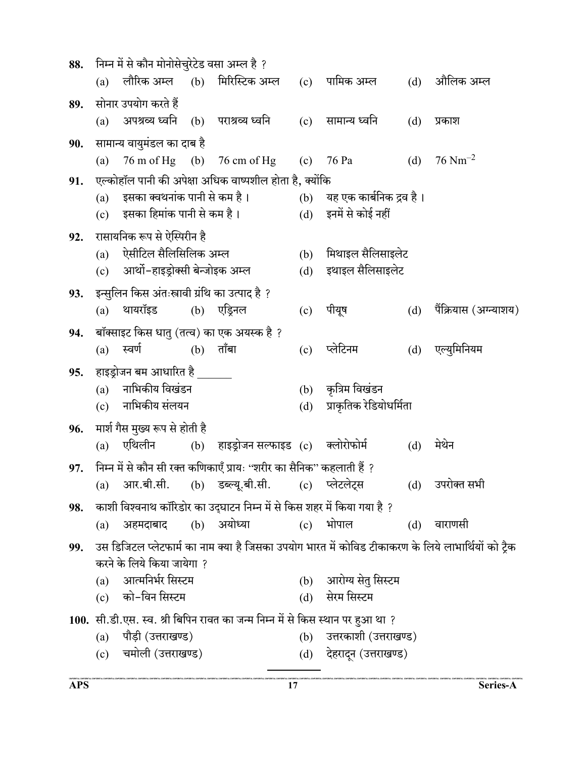**88.** निम्न में से कौन मोनोसेचुरेटेड वसा अम्ल है ?

(a) लौरिक अम्ल (b) मिरिस्टिक अम्ल (c) पामिक अम्ल (d) औलिक अम्ल

**89.** सोनार उपयोग करते हैं

(a) अपश्रव्य ध्वनि (b) पराश्रव्य ध्वनि (c) सामान्य ध्वनि (d) प्रकाश

**90.** सामान्य वायुमंडल का दाब है

(a) 76 m of Hg (b) 76 cm of Hg (c) 76 Pa (d) 76 $Nm^{-2}$

**91.** एल्कोहॉल पानी की अपेक्षा अधिक वाष्पशील होता है, क्योंकि

(a) इसका क्वथनांक पानी से कम है ।
(b) यह एक कार्बनिक द्रव है ।
(c) इसका हिमांक पानी से कम है ।
(d) इनमें से कोई नहीं

**92.** रासायनिक रूप से ऐस्पिरीन है

(a) ऐसीटिल सैलिसिलिक अम्ल
(b) मिथाइल सैलिसाइलेट
(c) आर्थो-हाइड्रोक्सी बेन्जोइक अम्ल
(d) इथाइल सैलिसाइलेट

**93.** इन्सुलिन किस अंतःस्रावी ग्रंथि का उत्पाद है ?

(a) थायरॉइड (b) एड्रिनल (c) पीयूष (d) पैंक्रियास (अग्न्याशय)

**94.** बॉक्साइट किस धातु (तत्व) का एक अयस्क है ?

(a) स्वर्ण (b) ताँबा (c) प्लेटिनम (d) एल्युमिनियम

**95.** हाइड्रोजन बम आधारित है _______

(a) नाभिकीय विखंडन
(b) कृत्रिम विखंडन
(c) नाभिकीय संलयन
(d) प्राकृतिक रेडियोधर्मिता

**96.** मार्श गैस मुख्य रूप से होती है

(a) एथिलीन (b) हाइड्रोजन सल्फाइड (c) क्लोरोफोर्म (d) मेथेन

**97.** निम्न में से कौन सी रक्त कणिकाएँ प्रायः "शरीर का सैनिक" कहलाती हैं ?

(a) आर.बी.सी. (b) डब्ल्यू.बी.सी. (c) प्लेटलेट्स (d) उपरोक्त सभी

**98.** काशी विश्वनाथ कॉरिडोर का उद्घाटन निम्न में से किस शहर में किया गया है ?

(a) अहमदाबाद (b) अयोध्या (c) भोपाल (d) वाराणसी

**99.** उस डिजिटल प्लेटफार्म का नाम क्या है जिसका उपयोग भारत में कोविड टीकाकरण के लिये लाभार्थियों को ट्रैक करने के लिये किया जायेगा ?

(a) आत्मनिर्भर सिस्टम
(b) आरोग्य सेतु सिस्टम
(c) को-विन सिस्टम
(d) सेरम सिस्टम

**100.** सी.डी.एस. स्व. श्री बिपिन रावत का जन्म निम्न में से किस स्थान पर हुआ था ?

(a) पौड़ी (उत्तराखण्ड)
(b) उत्तरकाशी (उत्तराखण्ड)
(c) चमोली (उत्तराखण्ड)
(d) देहरादून (उत्तराखण्ड)